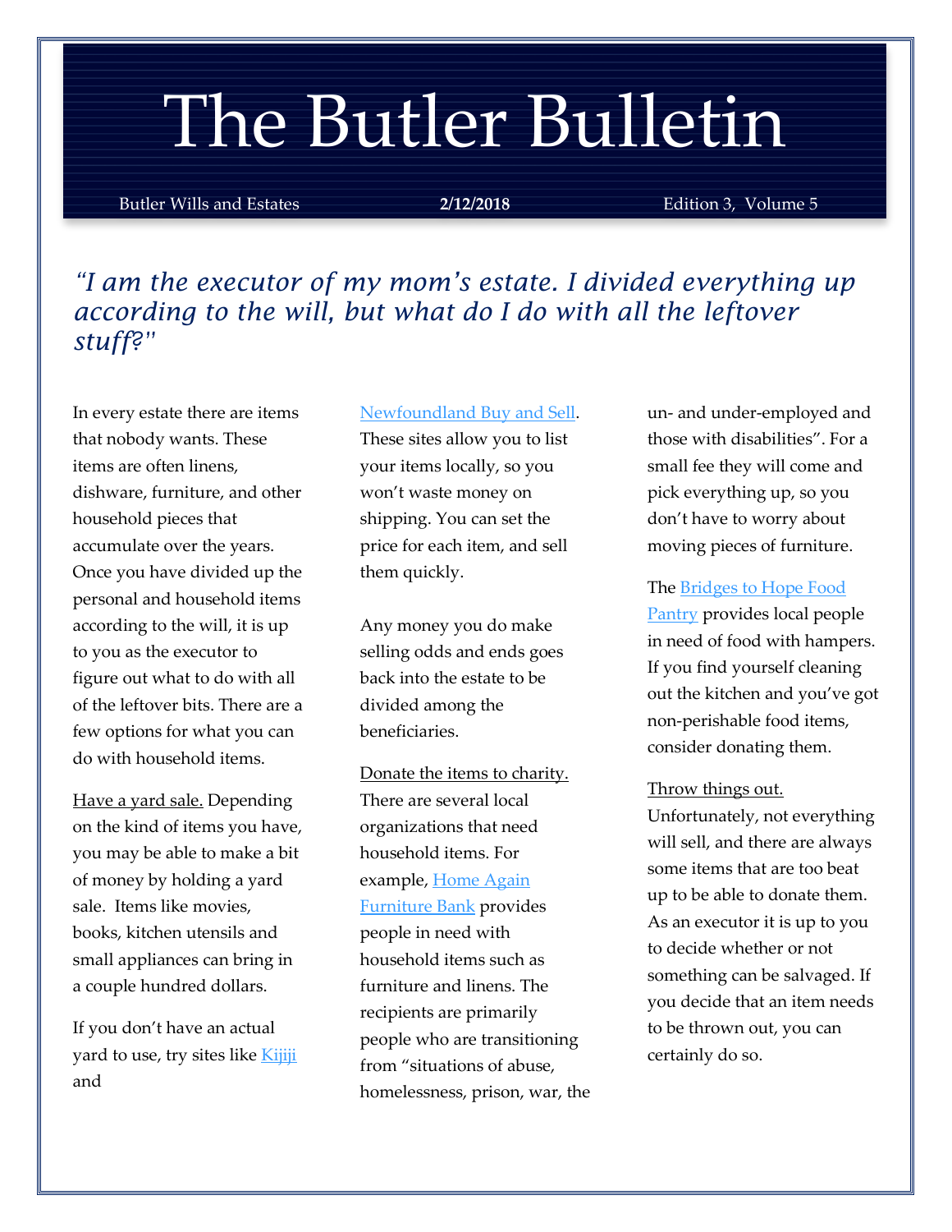# The Butler Bulletin

Butler Wills and Estates **2/12/2018** Edition 3, Volume 5

### *"I am the executor of my mom's estate. I divided everything up according to the will, but what do I do with all the leftover stuff?"*

In every estate there are items that nobody wants. These items are often linens, dishware, furniture, and other household pieces that accumulate over the years. Once you have divided up the personal and household items according to the will, it is up to you as the executor to figure out what to do with all of the leftover bits. There are a few options for what you can do with household items.

Have a yard sale. Depending on the kind of items you have, you may be able to make a bit of money by holding a yard sale. Items like movies, books, kitchen utensils and small appliances can bring in a couple hundred dollars.

If you don't have an actual yard to use, try sites like Kijiji and Newfoundland Buy and Sell. These sites allow you to list your items locally, so you won't waste money on shipping. You can set the price for each item, and sell them quickly.

Any money you do make selling odds and ends goes back into the estate to be divided among the beneficiaries.

Donate the items to charity. There are several local organizations that need household items. For example, Home Again Furniture Bank provides people in need with household items such as furniture and linens. The recipients are primarily people who are transitioning from "situations of abuse, homelessness, prison, war, the un- and under-employed and those with disabilities". For a small fee they will come and pick everything up, so you don't have to worry about moving pieces of furniture.

The Bridges to Hope Food Pantry provides local people in need of food with hampers. If you find yourself cleaning out the kitchen and you've got non-perishable food items, consider donating them.

Throw things out. Unfortunately, not everything will sell, and there are always some items that are too beat up to be able to donate them. As an executor it is up to you to decide whether or not something can be salvaged. If you decide that an item needs to be thrown out, you can certainly do so.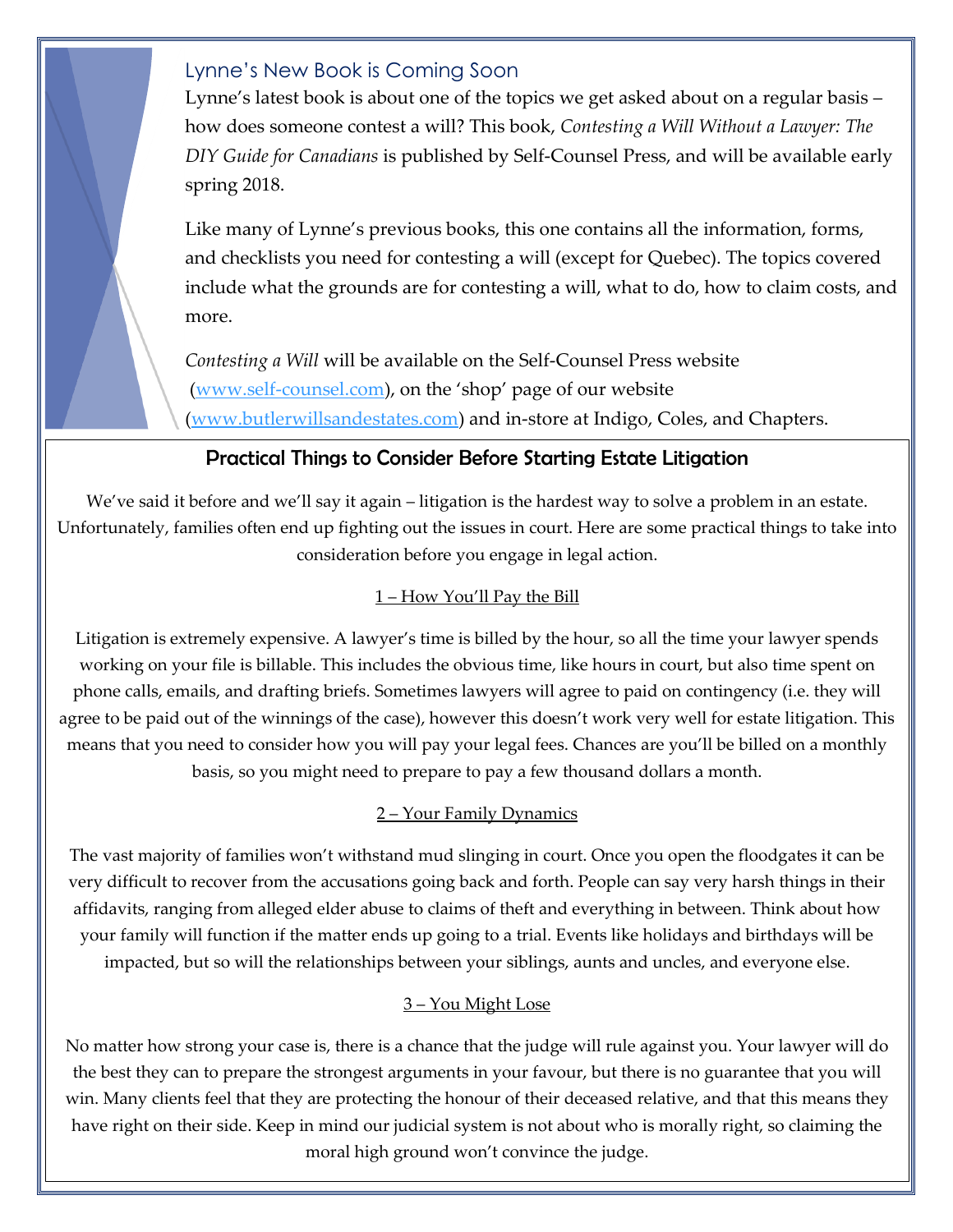## Lynne's New Book is Coming Soon

Lynne's latest book is about one of the topics we get asked about on a regular basis – how does someone contest a will? This book, *Contesting a Will Without a Lawyer: The DIY Guide for Canadians* is published by Self-Counsel Press, and will be available early spring 2018.

Like many of Lynne's previous books, this one contains all the information, forms, and checklists you need for contesting a will (except for Quebec). The topics covered include what the grounds are for contesting a will, what to do, how to claim costs, and more.

*Contesting a Will* will be available on the Self-Counsel Press website (www.self-counsel.com), on the 'shop' page of our website (www.butlerwillsandestates.com) and in-store at Indigo, Coles, and Chapters.

## Practical Things to Consider Before Starting Estate Litigation

We've said it before and we'll say it again – litigation is the hardest way to solve a problem in an estate. Unfortunately, families often end up fighting out the issues in court. Here are some practical things to take into consideration before you engage in legal action.

### 1 – How You'll Pay the Bill

Litigation is extremely expensive. A lawyer's time is billed by the hour, so all the time your lawyer spends working on your file is billable. This includes the obvious time, like hours in court, but also time spent on phone calls, emails, and drafting briefs. Sometimes lawyers will agree to paid on contingency (i.e. they will agree to be paid out of the winnings of the case), however this doesn't work very well for estate litigation. This means that you need to consider how you will pay your legal fees. Chances are you'll be billed on a monthly basis, so you might need to prepare to pay a few thousand dollars a month.

### 2 – Your Family Dynamics

The vast majority of families won't withstand mud slinging in court. Once you open the floodgates it can be very difficult to recover from the accusations going back and forth. People can say very harsh things in their affidavits, ranging from alleged elder abuse to claims of theft and everything in between. Think about how your family will function if the matter ends up going to a trial. Events like holidays and birthdays will be impacted, but so will the relationships between your siblings, aunts and uncles, and everyone else.

### 3 – You Might Lose

No matter how strong your case is, there is a chance that the judge will rule against you. Your lawyer will do the best they can to prepare the strongest arguments in your favour, but there is no guarantee that you will win. Many clients feel that they are protecting the honour of their deceased relative, and that this means they have right on their side. Keep in mind our judicial system is not about who is morally right, so claiming the moral high ground won't convince the judge.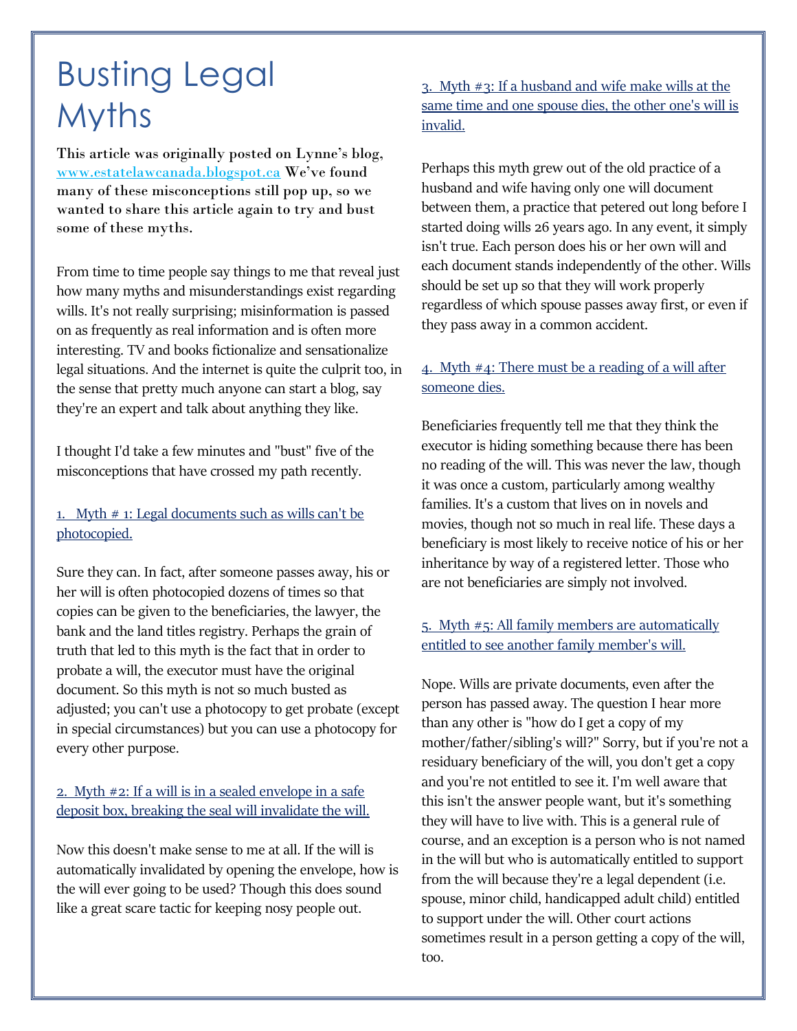# Busting Legal Myths

**This article was originally posted on Lynne's blog, www.estatelawcanada.blogspot.ca We've found many of these misconceptions still pop up, so we wanted to share this article again to try and bust some of these myths.**

From time to time people say things to me that reveal just how many myths and misunderstandings exist regarding wills. It's not really surprising; misinformation is passed on as frequently as real information and is often more interesting. TV and books fictionalize and sensationalize legal situations. And the internet is quite the culprit too, in the sense that pretty much anyone can start a blog, say they're an expert and talk about anything they like.

I thought I'd take a few minutes and "bust" five of the misconceptions that have crossed my path recently.

## 1. Myth # 1: Legal documents such as wills can't be photocopied.

Sure they can. In fact, after someone passes away, his or her will is often photocopied dozens of times so that copies can be given to the beneficiaries, the lawyer, the bank and the land titles registry. Perhaps the grain of truth that led to this myth is the fact that in order to probate a will, the executor must have the original document. So this myth is not so much busted as adjusted; you can't use a photocopy to get probate (except in special circumstances) but you can use a photocopy for every other purpose.

## 2. Myth #2: If a will is in a sealed envelope in a safe deposit box, breaking the seal will invalidate the will.

Now this doesn't make sense to me at all. If the will is automatically invalidated by opening the envelope, how is the will ever going to be used? Though this does sound like a great scare tactic for keeping nosy people out.

## 3. Myth #3: If a husband and wife make wills at the same time and one spouse dies, the other one's will is invalid.

Perhaps this myth grew out of the old practice of a husband and wife having only one will document between them, a practice that petered out long before I started doing wills 26 years ago. In any event, it simply isn't true. Each person does his or her own will and each document stands independently of the other. Wills should be set up so that they will work properly regardless of which spouse passes away first, or even if they pass away in a common accident.

## 4. Myth #4: There must be a reading of a will after someone dies.

Beneficiaries frequently tell me that they think the executor is hiding something because there has been no reading of the will. This was never the law, though it was once a custom, particularly among wealthy families. It's a custom that lives on in novels and movies, though not so much in real life. These days a beneficiary is most likely to receive notice of his or her inheritance by way of a registered letter. Those who are not beneficiaries are simply not involved.

## 5. Myth #5: All family members are automatically entitled to see another family member's will.

Nope. Wills are private documents, even after the person has passed away. The question I hear more than any other is "how do I get a copy of my mother/father/sibling's will?" Sorry, but if you're not a residuary beneficiary of the will, you don't get a copy and you're not entitled to see it. I'm well aware that this isn't the answer people want, but it's something they will have to live with. This is a general rule of course, and an exception is a person who is not named in the will but who is automatically entitled to support from the will because they're a legal dependent (i.e. spouse, minor child, handicapped adult child) entitled to support under the will. Other court actions sometimes result in a person getting a copy of the will, too.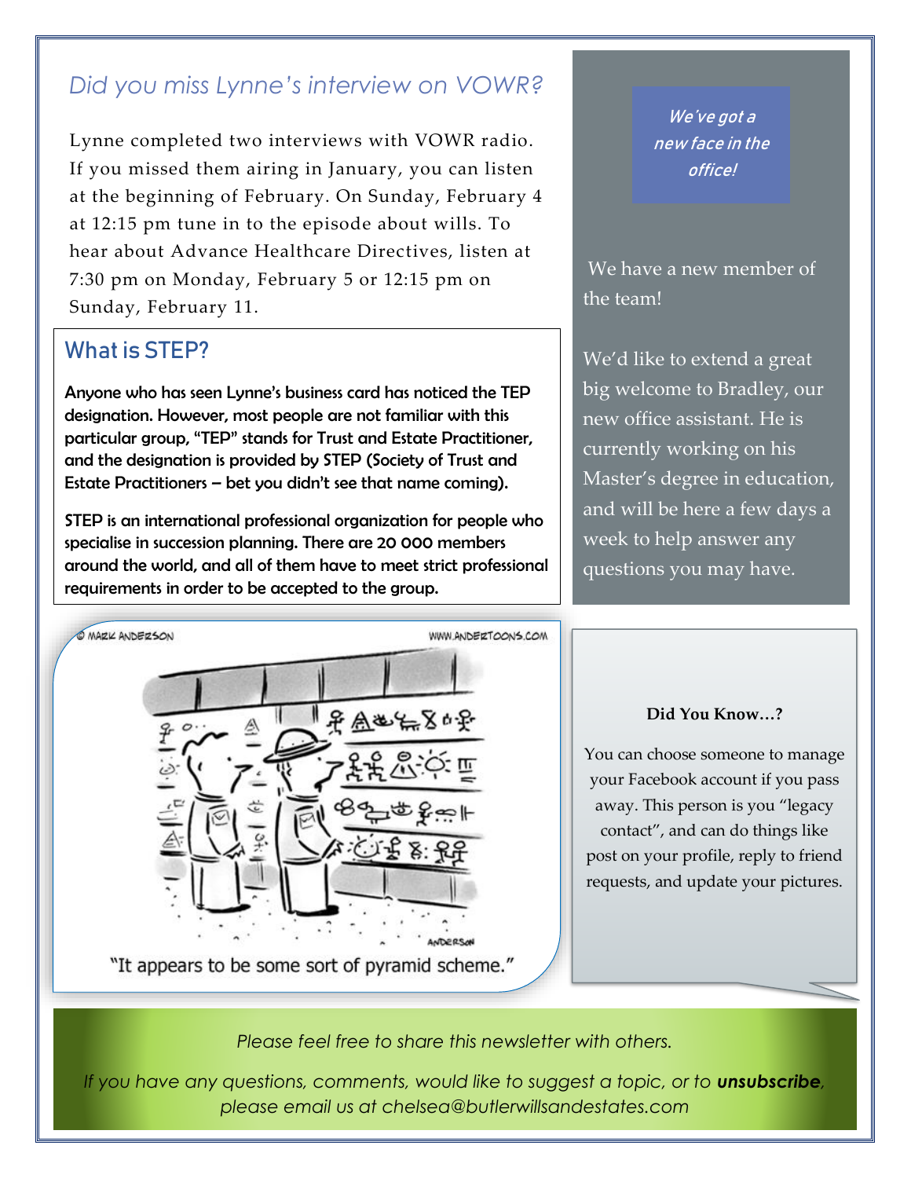## *Did you miss Lynne's interview on VOWR?*

Lynne completed two interviews with VOWR radio. If you missed them airing in January, you can listen at the beginning of February. On Sunday, February 4 at 12:15 pm tune in to the episode about wills. To hear about Advance Healthcare Directives, listen at 7:30 pm on Monday, February 5 or 12:15 pm on Sunday, February 11.

## What is STEP?

Anyone who has seen Lynne's business card has noticed the TEP designation. However, most people are not familiar with this particular group, "TEP" stands for Trust and Estate Practitioner, and the designation is provided by STEP (Society of Trust and Estate Practitioners – bet you didn't see that name coming).

STEP is an international professional organization for people who specialise in succession planning. There are 20 000 members around the world, and all of them have to meet strict professional requirements in order to be accepted to the group.

© MARK ANDERSON WWW.ANDERTOONS.COM

"It appears to be some sort of pyramid scheme."

*We've got a new face in the office!*

We have a new member of the team!

We'd like to extend a great big welcome to Bradley, our new office assistant. He is currently working on his Master's degree in education, and will be here a few days a week to help answer any questions you may have.

**Did You Know…?**

You can choose someone to manage your Facebook account if you pass away. This person is you "legacy contact", and can do things like post on your profile, reply to friend requests, and update your pictures.

*Please feel free to share this newsletter with others.*

*If you have any questions, comments, would like to suggest a topic, or to **unsubscribe**, please email us at chelsea@butlerwillsandestates.com*